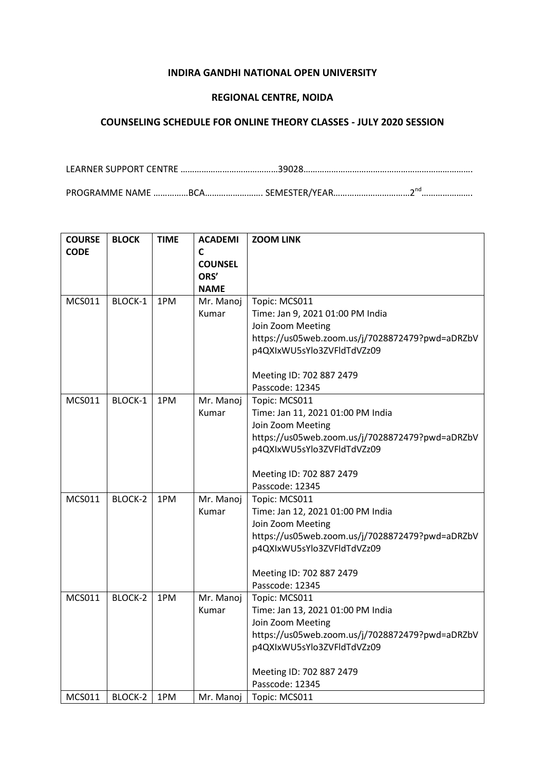**INDIRA GANDHI NATIONAL OPEN UNIVERSITY**

**REGIONAL CENTRE, NOIDA**

**COUNSELING SCHEDULE FOR ONLINE THEORY CLASSES - JULY 2020 SESSION**

LEARNER SUPPORT CENTRE ……………………………………39028……………………………………………………………….

PROGRAMME NAME ……………BCA……………………. SEMESTER/YEAR……………………………2nd………………….

| COURSE CODE | BLOCK | TIME | ACADEMIC COUNSELORS' NAME | ZOOM LINK |
|---|---|---|---|---|
| MCS011 | BLOCK-1 | 1PM | Mr. Manoj Kumar | Topic: MCS011<br>Time: Jan 9, 2021 01:00 PM India<br>Join Zoom Meeting<br>https://us05web.zoom.us/j/7028872479?pwd=aDRZbVp4QXIxWU5sYlo3ZVFldTdVZz09<br><br>Meeting ID: 702 887 2479<br>Passcode: 12345 |
| MCS011 | BLOCK-1 | 1PM | Mr. Manoj Kumar | Topic: MCS011<br>Time: Jan 11, 2021 01:00 PM India<br>Join Zoom Meeting<br>https://us05web.zoom.us/j/7028872479?pwd=aDRZbVp4QXIxWU5sYlo3ZVFldTdVZz09<br><br>Meeting ID: 702 887 2479<br>Passcode: 12345 |
| MCS011 | BLOCK-2 | 1PM | Mr. Manoj Kumar | Topic: MCS011<br>Time: Jan 12, 2021 01:00 PM India<br>Join Zoom Meeting<br>https://us05web.zoom.us/j/7028872479?pwd=aDRZbVp4QXIxWU5sYlo3ZVFldTdVZz09<br><br>Meeting ID: 702 887 2479<br>Passcode: 12345 |
| MCS011 | BLOCK-2 | 1PM | Mr. Manoj Kumar | Topic: MCS011<br>Time: Jan 13, 2021 01:00 PM India<br>Join Zoom Meeting<br>https://us05web.zoom.us/j/7028872479?pwd=aDRZbVp4QXIxWU5sYlo3ZVFldTdVZz09<br><br>Meeting ID: 702 887 2479<br>Passcode: 12345 |
| MCS011 | BLOCK-2 | 1PM | Mr. Manoj | Topic: MCS011 |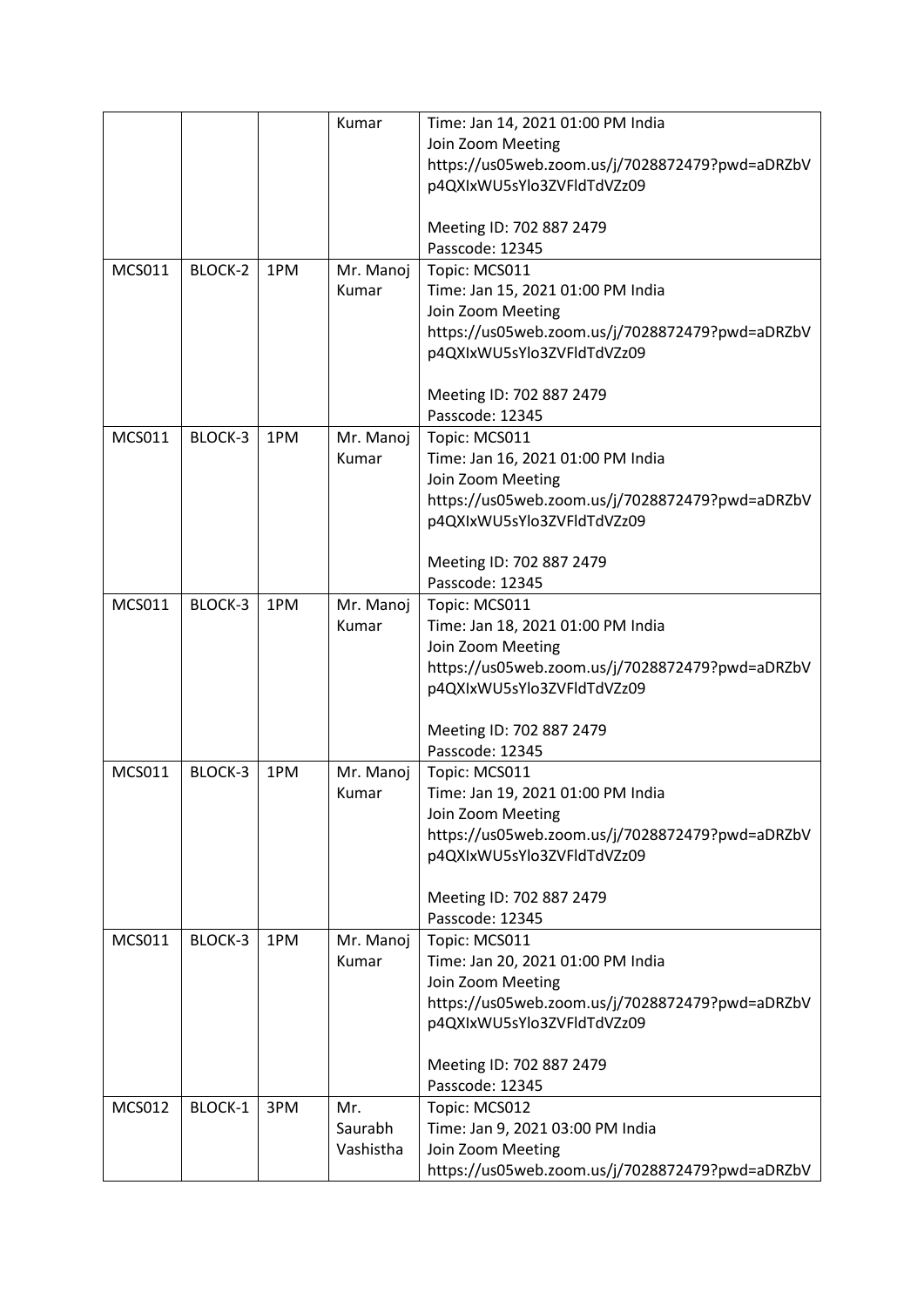| | | | | |
|---|---|---|---|---|
| | | | Kumar | Time: Jan 14, 2021 01:00 PM India<br>Join Zoom Meeting<br>https://us05web.zoom.us/j/7028872479?pwd=aDRZbVp4QXIxWU5sYlo3ZVFldTdVZz09<br><br>Meeting ID: 702 887 2479<br>Passcode: 12345 |
| MCS011 | BLOCK-2 | 1PM | Mr. Manoj Kumar | Topic: MCS011<br>Time: Jan 15, 2021 01:00 PM India<br>Join Zoom Meeting<br>https://us05web.zoom.us/j/7028872479?pwd=aDRZbVp4QXIxWU5sYlo3ZVFldTdVZz09<br><br>Meeting ID: 702 887 2479<br>Passcode: 12345 |
| MCS011 | BLOCK-3 | 1PM | Mr. Manoj Kumar | Topic: MCS011<br>Time: Jan 16, 2021 01:00 PM India<br>Join Zoom Meeting<br>https://us05web.zoom.us/j/7028872479?pwd=aDRZbVp4QXIxWU5sYlo3ZVFldTdVZz09<br><br>Meeting ID: 702 887 2479<br>Passcode: 12345 |
| MCS011 | BLOCK-3 | 1PM | Mr. Manoj Kumar | Topic: MCS011<br>Time: Jan 18, 2021 01:00 PM India<br>Join Zoom Meeting<br>https://us05web.zoom.us/j/7028872479?pwd=aDRZbVp4QXIxWU5sYlo3ZVFldTdVZz09<br><br>Meeting ID: 702 887 2479<br>Passcode: 12345 |
| MCS011 | BLOCK-3 | 1PM | Mr. Manoj Kumar | Topic: MCS011<br>Time: Jan 19, 2021 01:00 PM India<br>Join Zoom Meeting<br>https://us05web.zoom.us/j/7028872479?pwd=aDRZbVp4QXIxWU5sYlo3ZVFldTdVZz09<br><br>Meeting ID: 702 887 2479<br>Passcode: 12345 |
| MCS011 | BLOCK-3 | 1PM | Mr. Manoj Kumar | Topic: MCS011<br>Time: Jan 20, 2021 01:00 PM India<br>Join Zoom Meeting<br>https://us05web.zoom.us/j/7028872479?pwd=aDRZbVp4QXIxWU5sYlo3ZVFldTdVZz09<br><br>Meeting ID: 702 887 2479<br>Passcode: 12345 |
| MCS012 | BLOCK-1 | 3PM | Mr. Saurabh Vashistha | Topic: MCS012<br>Time: Jan 9, 2021 03:00 PM India<br>Join Zoom Meeting<br>https://us05web.zoom.us/j/7028872479?pwd=aDRZbV |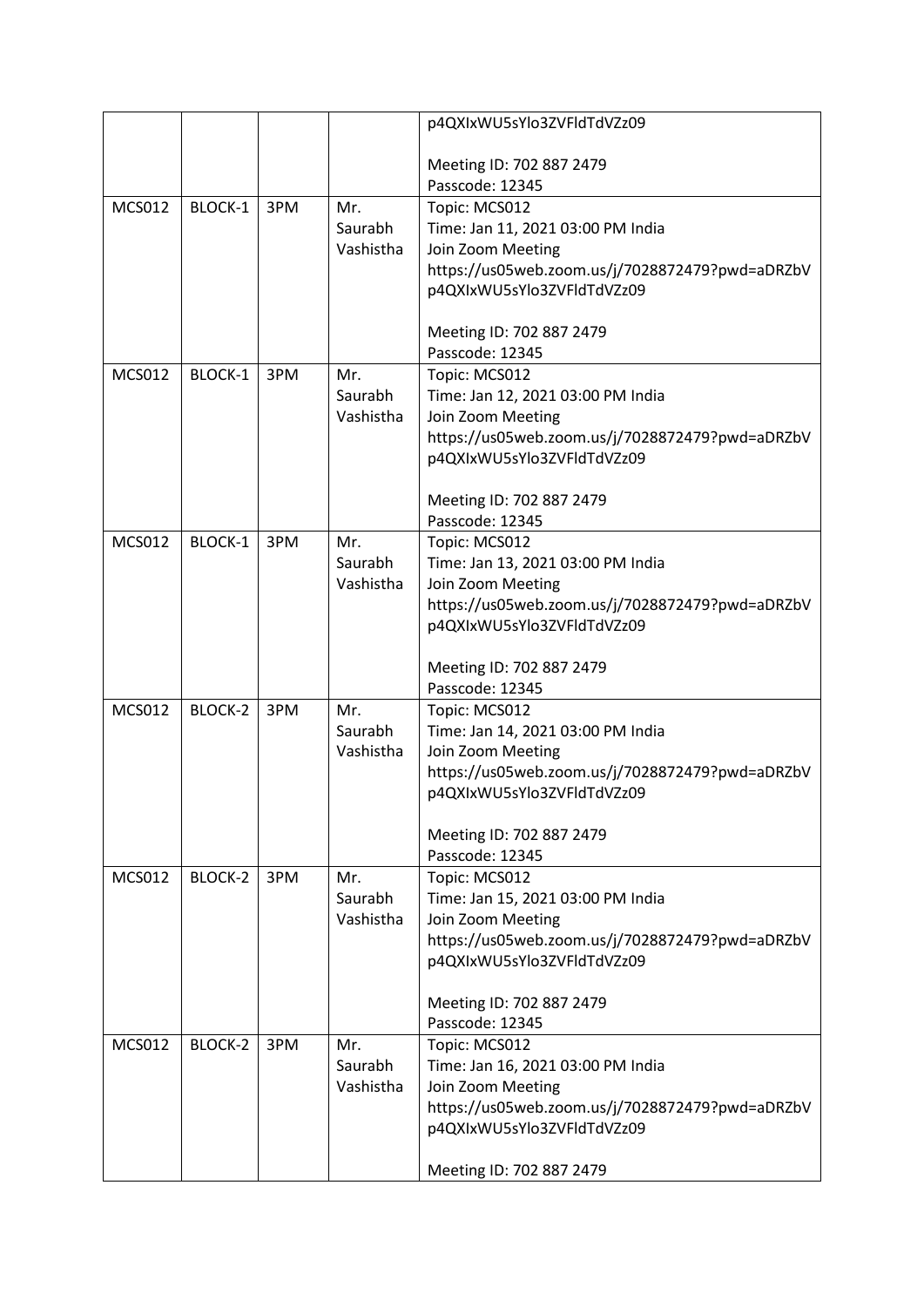| | | | | |
|---|---|---|---|---|
| | | | | p4QXIxWU5sYlo3ZVFldTdVZz09<br><br>Meeting ID: 702 887 2479<br>Passcode: 12345 |
| MCS012 | BLOCK-1 | 3PM | Mr. Saurabh Vashistha | Topic: MCS012<br>Time: Jan 11, 2021 03:00 PM India<br>Join Zoom Meeting<br>https://us05web.zoom.us/j/7028872479?pwd=aDRZbVp4QXIxWU5sYlo3ZVFldTdVZz09<br><br>Meeting ID: 702 887 2479<br>Passcode: 12345 |
| MCS012 | BLOCK-1 | 3PM | Mr. Saurabh Vashistha | Topic: MCS012<br>Time: Jan 12, 2021 03:00 PM India<br>Join Zoom Meeting<br>https://us05web.zoom.us/j/7028872479?pwd=aDRZbVp4QXIxWU5sYlo3ZVFldTdVZz09<br><br>Meeting ID: 702 887 2479<br>Passcode: 12345 |
| MCS012 | BLOCK-1 | 3PM | Mr. Saurabh Vashistha | Topic: MCS012<br>Time: Jan 13, 2021 03:00 PM India<br>Join Zoom Meeting<br>https://us05web.zoom.us/j/7028872479?pwd=aDRZbVp4QXIxWU5sYlo3ZVFldTdVZz09<br><br>Meeting ID: 702 887 2479<br>Passcode: 12345 |
| MCS012 | BLOCK-2 | 3PM | Mr. Saurabh Vashistha | Topic: MCS012<br>Time: Jan 14, 2021 03:00 PM India<br>Join Zoom Meeting<br>https://us05web.zoom.us/j/7028872479?pwd=aDRZbVp4QXIxWU5sYlo3ZVFldTdVZz09<br><br>Meeting ID: 702 887 2479<br>Passcode: 12345 |
| MCS012 | BLOCK-2 | 3PM | Mr. Saurabh Vashistha | Topic: MCS012<br>Time: Jan 15, 2021 03:00 PM India<br>Join Zoom Meeting<br>https://us05web.zoom.us/j/7028872479?pwd=aDRZbVp4QXIxWU5sYlo3ZVFldTdVZz09<br><br>Meeting ID: 702 887 2479<br>Passcode: 12345 |
| MCS012 | BLOCK-2 | 3PM | Mr. Saurabh Vashistha | Topic: MCS012<br>Time: Jan 16, 2021 03:00 PM India<br>Join Zoom Meeting<br>https://us05web.zoom.us/j/7028872479?pwd=aDRZbVp4QXIxWU5sYlo3ZVFldTdVZz09<br><br>Meeting ID: 702 887 2479 |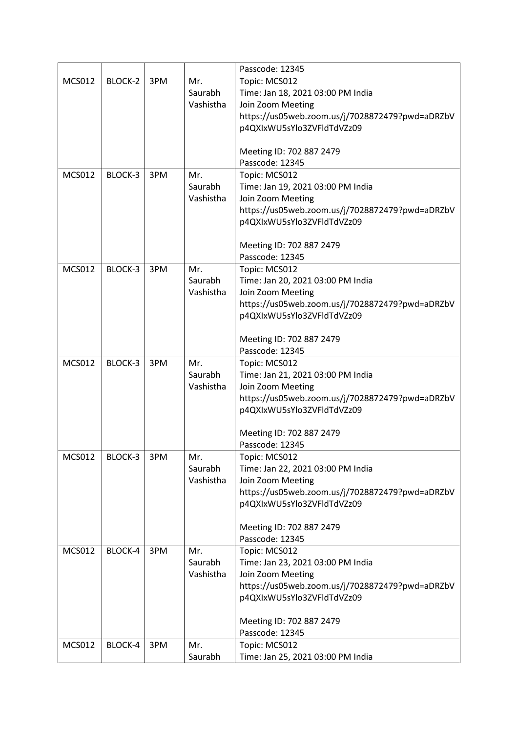| | | | | Passcode: 12345 |
|---|---|---|---|---|
| MCS012 | BLOCK-2 | 3PM | Mr. Saurabh Vashistha | Topic: MCS012<br>Time: Jan 18, 2021 03:00 PM India<br>Join Zoom Meeting<br>https://us05web.zoom.us/j/7028872479?pwd=aDRZbVp4QXIxWU5sYlo3ZVFldTdVZz09<br><br>Meeting ID: 702 887 2479<br>Passcode: 12345 |
| MCS012 | BLOCK-3 | 3PM | Mr. Saurabh Vashistha | Topic: MCS012<br>Time: Jan 19, 2021 03:00 PM India<br>Join Zoom Meeting<br>https://us05web.zoom.us/j/7028872479?pwd=aDRZbVp4QXIxWU5sYlo3ZVFldTdVZz09<br><br>Meeting ID: 702 887 2479<br>Passcode: 12345 |
| MCS012 | BLOCK-3 | 3PM | Mr. Saurabh Vashistha | Topic: MCS012<br>Time: Jan 20, 2021 03:00 PM India<br>Join Zoom Meeting<br>https://us05web.zoom.us/j/7028872479?pwd=aDRZbVp4QXIxWU5sYlo3ZVFldTdVZz09<br><br>Meeting ID: 702 887 2479<br>Passcode: 12345 |
| MCS012 | BLOCK-3 | 3PM | Mr. Saurabh Vashistha | Topic: MCS012<br>Time: Jan 21, 2021 03:00 PM India<br>Join Zoom Meeting<br>https://us05web.zoom.us/j/7028872479?pwd=aDRZbVp4QXIxWU5sYlo3ZVFldTdVZz09<br><br>Meeting ID: 702 887 2479<br>Passcode: 12345 |
| MCS012 | BLOCK-3 | 3PM | Mr. Saurabh Vashistha | Topic: MCS012<br>Time: Jan 22, 2021 03:00 PM India<br>Join Zoom Meeting<br>https://us05web.zoom.us/j/7028872479?pwd=aDRZbVp4QXIxWU5sYlo3ZVFldTdVZz09<br><br>Meeting ID: 702 887 2479<br>Passcode: 12345 |
| MCS012 | BLOCK-4 | 3PM | Mr. Saurabh Vashistha | Topic: MCS012<br>Time: Jan 23, 2021 03:00 PM India<br>Join Zoom Meeting<br>https://us05web.zoom.us/j/7028872479?pwd=aDRZbVp4QXIxWU5sYlo3ZVFldTdVZz09<br><br>Meeting ID: 702 887 2479<br>Passcode: 12345 |
| MCS012 | BLOCK-4 | 3PM | Mr. Saurabh | Topic: MCS012<br>Time: Jan 25, 2021 03:00 PM India |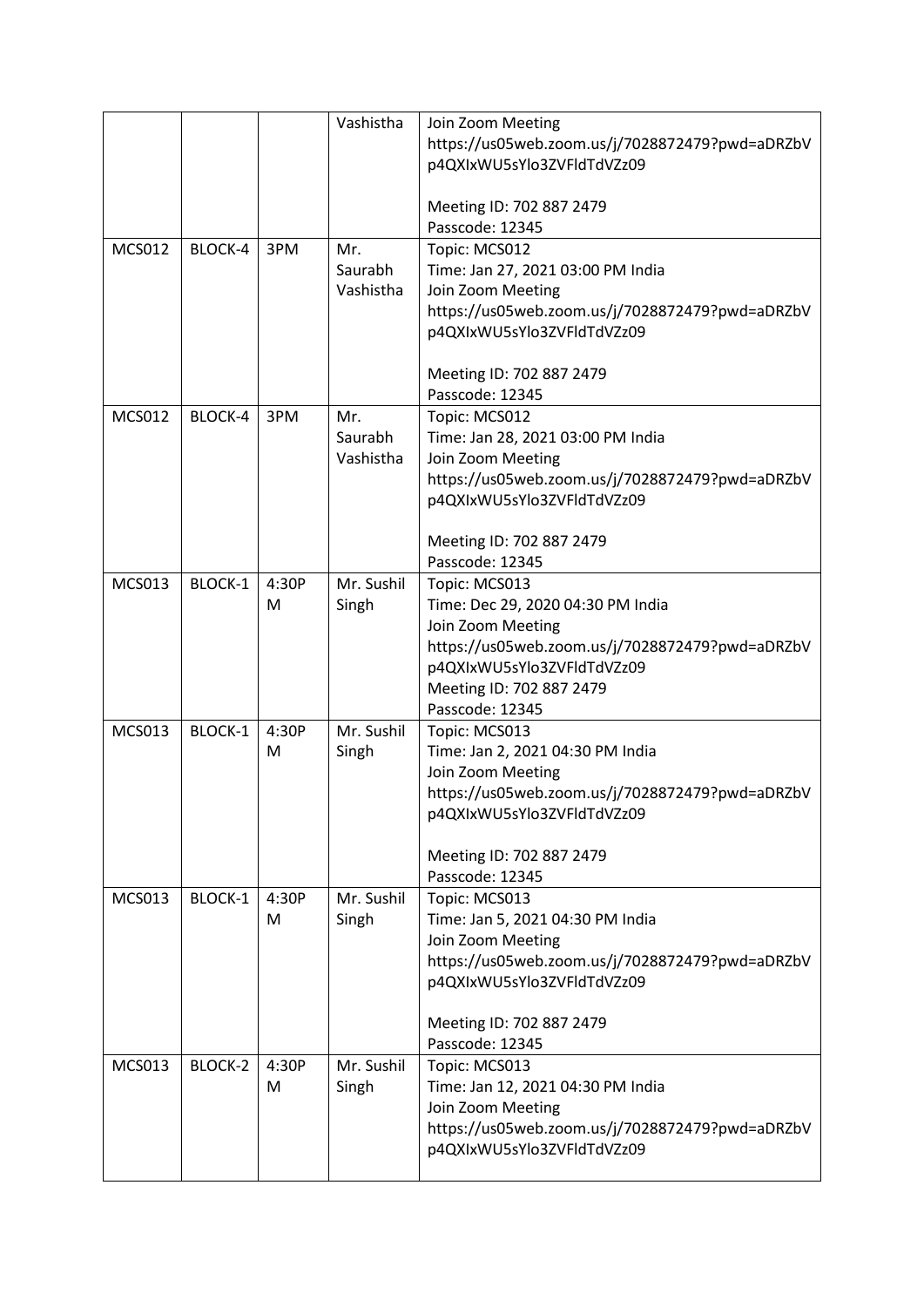| | | | Vashistha | Join Zoom Meeting<br>https://us05web.zoom.us/j/7028872479?pwd=aDRZbVp4QXIxWU5sYlo3ZVFldTdVZz09<br><br>Meeting ID: 702 887 2479<br>Passcode: 12345 |
|---|---|---|---|---|
| MCS012 | BLOCK-4 | 3PM | Mr. Saurabh Vashistha | Topic: MCS012<br>Time: Jan 27, 2021 03:00 PM India<br>Join Zoom Meeting<br>https://us05web.zoom.us/j/7028872479?pwd=aDRZbVp4QXIxWU5sYlo3ZVFldTdVZz09<br><br>Meeting ID: 702 887 2479<br>Passcode: 12345 |
| MCS012 | BLOCK-4 | 3PM | Mr. Saurabh Vashistha | Topic: MCS012<br>Time: Jan 28, 2021 03:00 PM India<br>Join Zoom Meeting<br>https://us05web.zoom.us/j/7028872479?pwd=aDRZbVp4QXIxWU5sYlo3ZVFldTdVZz09<br><br>Meeting ID: 702 887 2479<br>Passcode: 12345 |
| MCS013 | BLOCK-1 | 4:30PM | Mr. Sushil Singh | Topic: MCS013<br>Time: Dec 29, 2020 04:30 PM India<br>Join Zoom Meeting<br>https://us05web.zoom.us/j/7028872479?pwd=aDRZbVp4QXIxWU5sYlo3ZVFldTdVZz09<br>Meeting ID: 702 887 2479<br>Passcode: 12345 |
| MCS013 | BLOCK-1 | 4:30PM | Mr. Sushil Singh | Topic: MCS013<br>Time: Jan 2, 2021 04:30 PM India<br>Join Zoom Meeting<br>https://us05web.zoom.us/j/7028872479?pwd=aDRZbVp4QXIxWU5sYlo3ZVFldTdVZz09<br><br>Meeting ID: 702 887 2479<br>Passcode: 12345 |
| MCS013 | BLOCK-1 | 4:30PM | Mr. Sushil Singh | Topic: MCS013<br>Time: Jan 5, 2021 04:30 PM India<br>Join Zoom Meeting<br>https://us05web.zoom.us/j/7028872479?pwd=aDRZbVp4QXIxWU5sYlo3ZVFldTdVZz09<br><br>Meeting ID: 702 887 2479<br>Passcode: 12345 |
| MCS013 | BLOCK-2 | 4:30PM | Mr. Sushil Singh | Topic: MCS013<br>Time: Jan 12, 2021 04:30 PM India<br>Join Zoom Meeting<br>https://us05web.zoom.us/j/7028872479?pwd=aDRZbVp4QXIxWU5sYlo3ZVFldTdVZz09 |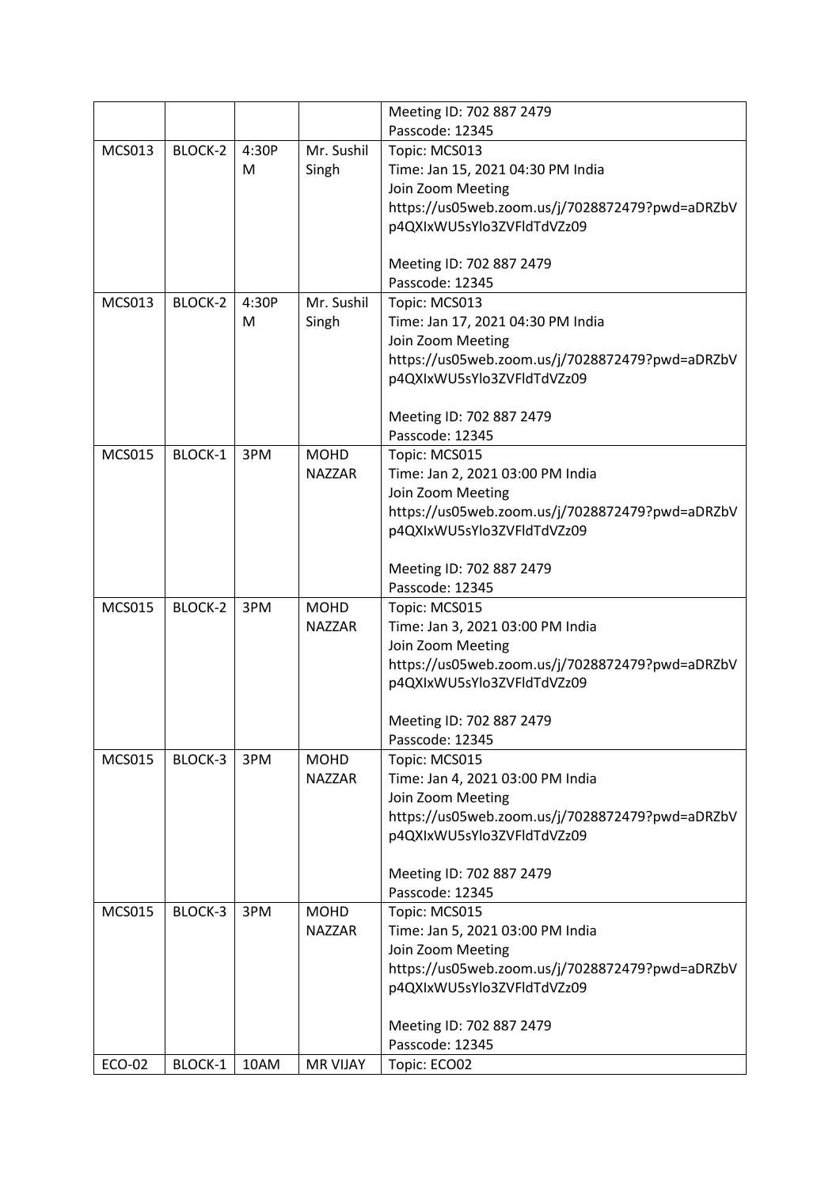| | | | | Meeting ID: 702 887 2479<br>Passcode: 12345 |
|---|---|---|---|---|
| MCS013 | BLOCK-2 | 4:30PM | Mr. Sushil Singh | Topic: MCS013<br>Time: Jan 15, 2021 04:30 PM India<br>Join Zoom Meeting<br>https://us05web.zoom.us/j/7028872479?pwd=aDRZbVp4QXIxWU5sYlo3ZVFldTdVZz09<br><br>Meeting ID: 702 887 2479<br>Passcode: 12345 |
| MCS013 | BLOCK-2 | 4:30PM | Mr. Sushil Singh | Topic: MCS013<br>Time: Jan 17, 2021 04:30 PM India<br>Join Zoom Meeting<br>https://us05web.zoom.us/j/7028872479?pwd=aDRZbVp4QXIxWU5sYlo3ZVFldTdVZz09<br><br>Meeting ID: 702 887 2479<br>Passcode: 12345 |
| MCS015 | BLOCK-1 | 3PM | MOHD NAZZAR | Topic: MCS015<br>Time: Jan 2, 2021 03:00 PM India<br>Join Zoom Meeting<br>https://us05web.zoom.us/j/7028872479?pwd=aDRZbVp4QXIxWU5sYlo3ZVFldTdVZz09<br><br>Meeting ID: 702 887 2479<br>Passcode: 12345 |
| MCS015 | BLOCK-2 | 3PM | MOHD NAZZAR | Topic: MCS015<br>Time: Jan 3, 2021 03:00 PM India<br>Join Zoom Meeting<br>https://us05web.zoom.us/j/7028872479?pwd=aDRZbVp4QXIxWU5sYlo3ZVFldTdVZz09<br><br>Meeting ID: 702 887 2479<br>Passcode: 12345 |
| MCS015 | BLOCK-3 | 3PM | MOHD NAZZAR | Topic: MCS015<br>Time: Jan 4, 2021 03:00 PM India<br>Join Zoom Meeting<br>https://us05web.zoom.us/j/7028872479?pwd=aDRZbVp4QXIxWU5sYlo3ZVFldTdVZz09<br><br>Meeting ID: 702 887 2479<br>Passcode: 12345 |
| MCS015 | BLOCK-3 | 3PM | MOHD NAZZAR | Topic: MCS015<br>Time: Jan 5, 2021 03:00 PM India<br>Join Zoom Meeting<br>https://us05web.zoom.us/j/7028872479?pwd=aDRZbVp4QXIxWU5sYlo3ZVFldTdVZz09<br><br>Meeting ID: 702 887 2479<br>Passcode: 12345 |
| ECO-02 | BLOCK-1 | 10AM | MR VIJAY | Topic: ECO02 |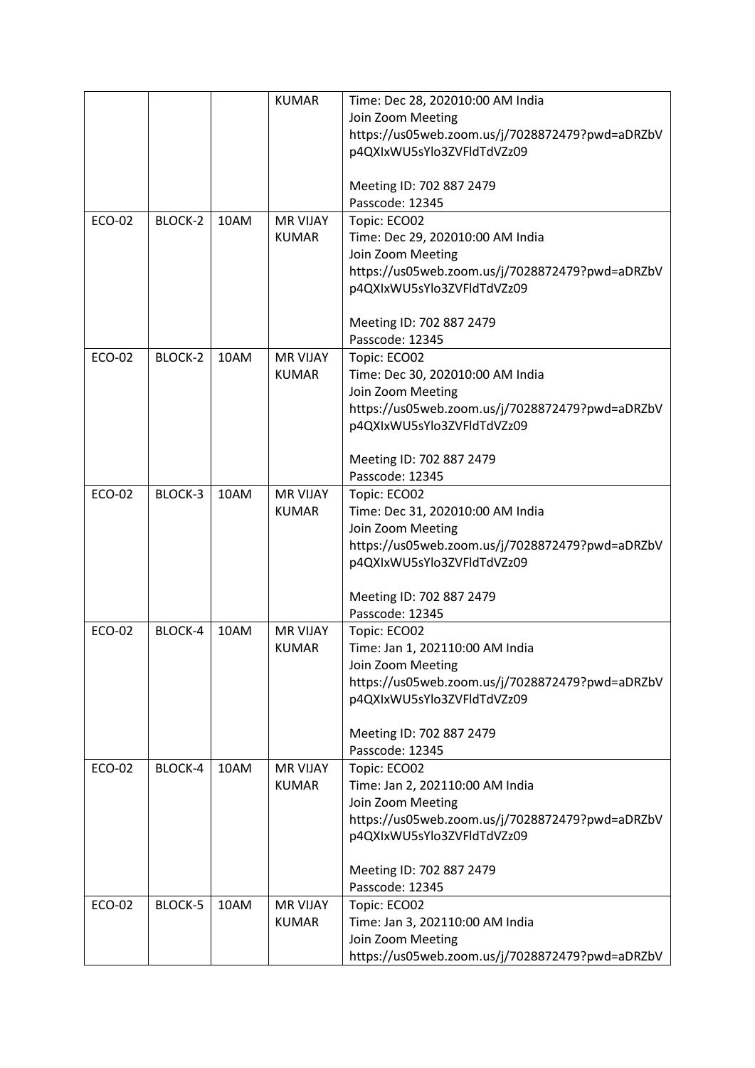| | | | | |
|---|---|---|---|---|
| | | | KUMAR | Time: Dec 28, 202010:00 AM India<br>Join Zoom Meeting<br>https://us05web.zoom.us/j/7028872479?pwd=aDRZbVp4QXIxWU5sYlo3ZVFldTdVZz09<br><br>Meeting ID: 702 887 2479<br>Passcode: 12345 |
| ECO-02 | BLOCK-2 | 10AM | MR VIJAY KUMAR | Topic: ECO02<br>Time: Dec 29, 202010:00 AM India<br>Join Zoom Meeting<br>https://us05web.zoom.us/j/7028872479?pwd=aDRZbVp4QXIxWU5sYlo3ZVFldTdVZz09<br><br>Meeting ID: 702 887 2479<br>Passcode: 12345 |
| ECO-02 | BLOCK-2 | 10AM | MR VIJAY KUMAR | Topic: ECO02<br>Time: Dec 30, 202010:00 AM India<br>Join Zoom Meeting<br>https://us05web.zoom.us/j/7028872479?pwd=aDRZbVp4QXIxWU5sYlo3ZVFldTdVZz09<br><br>Meeting ID: 702 887 2479<br>Passcode: 12345 |
| ECO-02 | BLOCK-3 | 10AM | MR VIJAY KUMAR | Topic: ECO02<br>Time: Dec 31, 202010:00 AM India<br>Join Zoom Meeting<br>https://us05web.zoom.us/j/7028872479?pwd=aDRZbVp4QXIxWU5sYlo3ZVFldTdVZz09<br><br>Meeting ID: 702 887 2479<br>Passcode: 12345 |
| ECO-02 | BLOCK-4 | 10AM | MR VIJAY KUMAR | Topic: ECO02<br>Time: Jan 1, 202110:00 AM India<br>Join Zoom Meeting<br>https://us05web.zoom.us/j/7028872479?pwd=aDRZbVp4QXIxWU5sYlo3ZVFldTdVZz09<br><br>Meeting ID: 702 887 2479<br>Passcode: 12345 |
| ECO-02 | BLOCK-4 | 10AM | MR VIJAY KUMAR | Topic: ECO02<br>Time: Jan 2, 202110:00 AM India<br>Join Zoom Meeting<br>https://us05web.zoom.us/j/7028872479?pwd=aDRZbVp4QXIxWU5sYlo3ZVFldTdVZz09<br><br>Meeting ID: 702 887 2479<br>Passcode: 12345 |
| ECO-02 | BLOCK-5 | 10AM | MR VIJAY KUMAR | Topic: ECO02<br>Time: Jan 3, 202110:00 AM India<br>Join Zoom Meeting<br>https://us05web.zoom.us/j/7028872479?pwd=aDRZbV |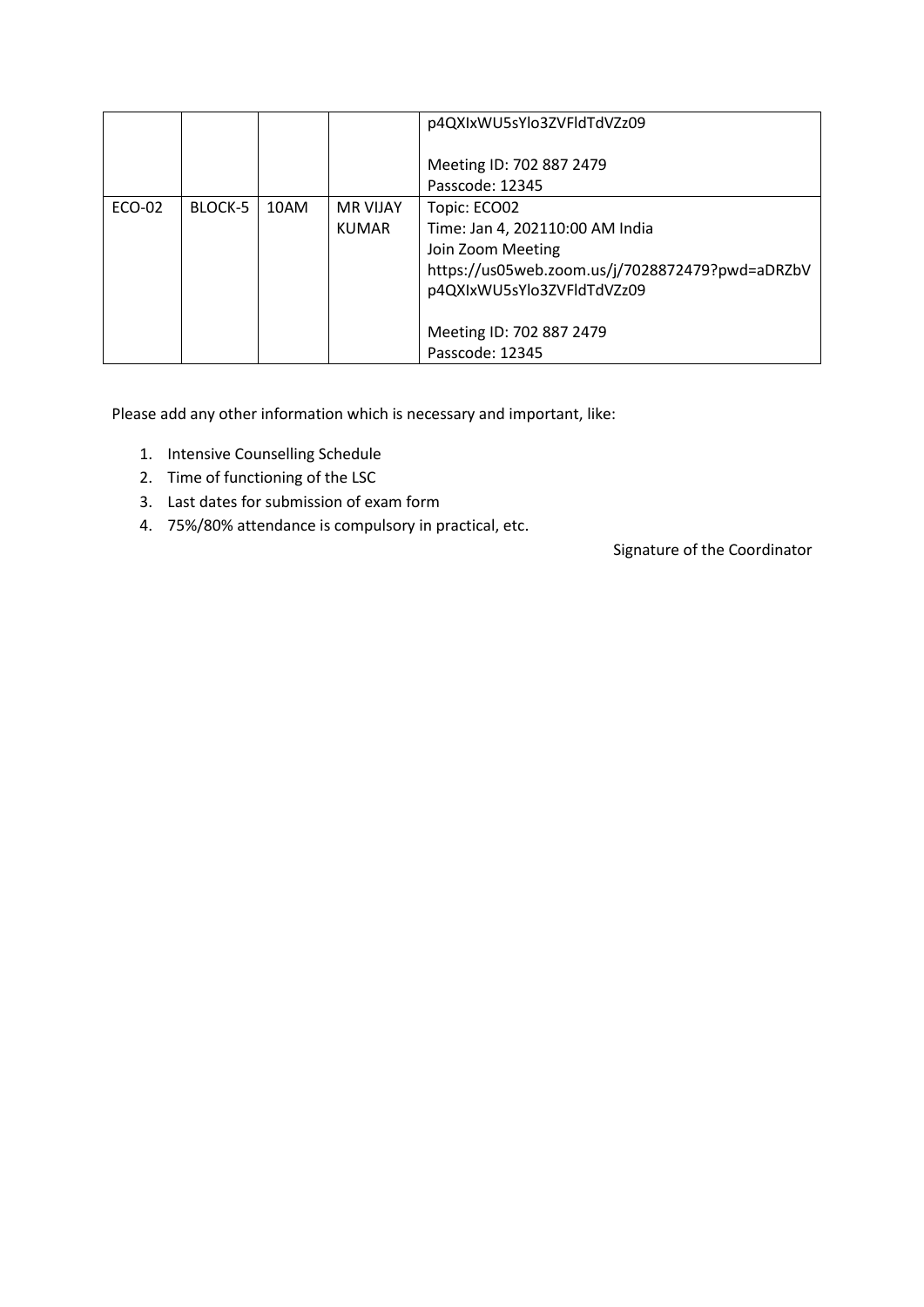| | | | | |
|---|---|---|---|---|
| | | | | p4QXIxWU5sYlo3ZVFldTdVZz09<br><br>Meeting ID: 702 887 2479<br>Passcode: 12345 |
| ECO-02 | BLOCK-5 | 10AM | MR VIJAY KUMAR | Topic: ECO02<br>Time: Jan 4, 202110:00 AM India<br>Join Zoom Meeting<br>https://us05web.zoom.us/j/7028872479?pwd=aDRZbVp4QXIxWU5sYlo3ZVFldTdVZz09<br><br>Meeting ID: 702 887 2479<br>Passcode: 12345 |

Please add any other information which is necessary and important, like:

1. Intensive Counselling Schedule
2. Time of functioning of the LSC
3. Last dates for submission of exam form
4. 75%/80% attendance is compulsory in practical, etc.

Signature of the Coordinator